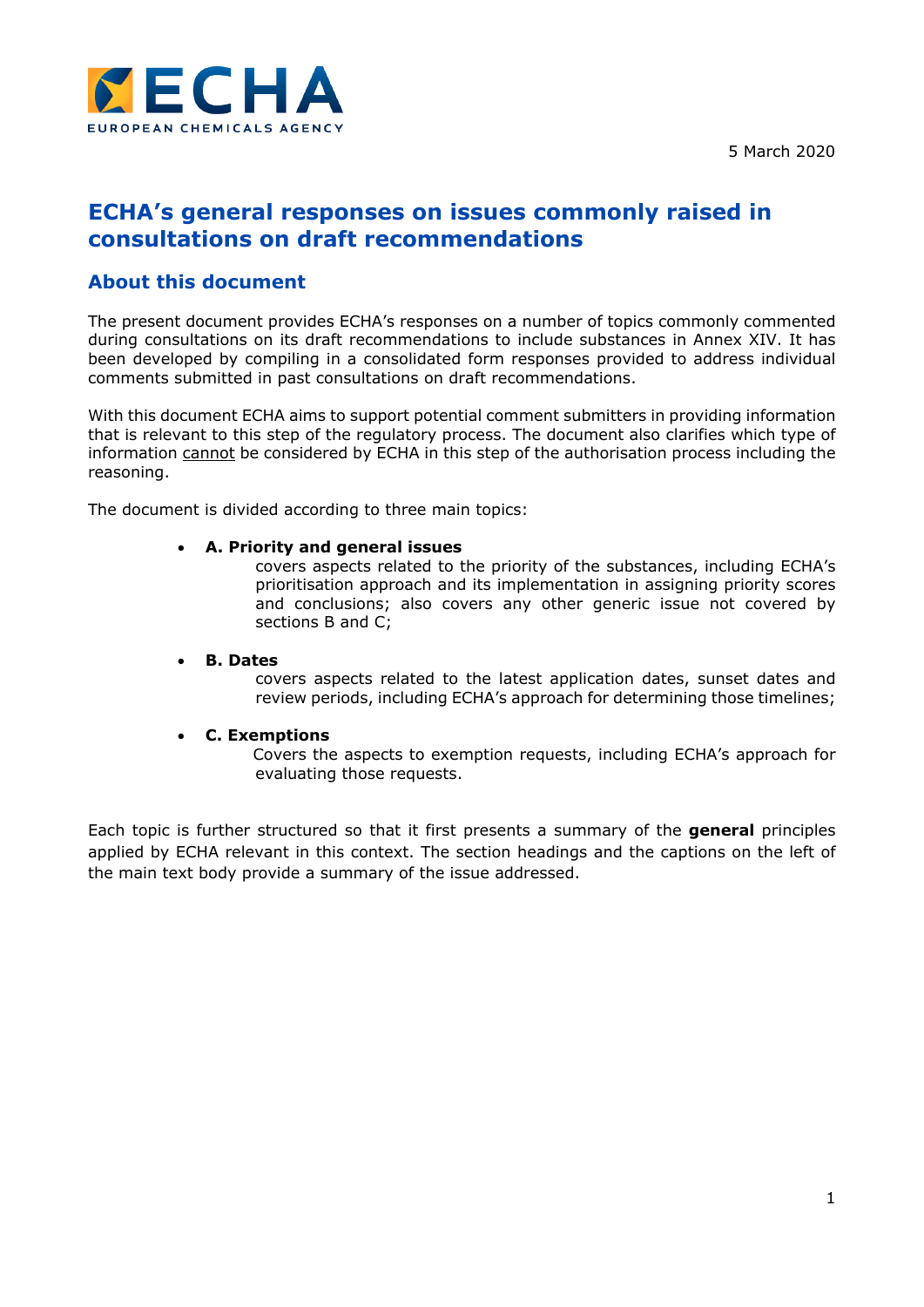5 March 2020

# ECHA's general responses on issues commonly raised in consultations on draft recommendations

## About this document

The present document provides ECHA's responses on a number of topics commonly commented during consultations on its draft recommendations to include substances in Annex XIV. It has been developed by compiling in a consolidated form responses provided to address individual comments submitted in past consultations on draft recommendations.

With this document ECHA aims to support potential comment submitters in providing information that is relevant to this step of the regulatory process. The document also clarifies which type of information <u>cannot</u> be considered by ECHA in this step of the authorisation process including the reasoning.

The document is divided according to three main topics:

- **A. Priority and general issues**
  covers aspects related to the priority of the substances, including ECHA's prioritisation approach and its implementation in assigning priority scores and conclusions; also covers any other generic issue not covered by sections B and C;

- **B. Dates**
  covers aspects related to the latest application dates, sunset dates and review periods, including ECHA's approach for determining those timelines;

- **C. Exemptions**
  Covers the aspects to exemption requests, including ECHA's approach for evaluating those requests.

Each topic is further structured so that it first presents a summary of the **general** principles applied by ECHA relevant in this context. The section headings and the captions on the left of the main text body provide a summary of the issue addressed.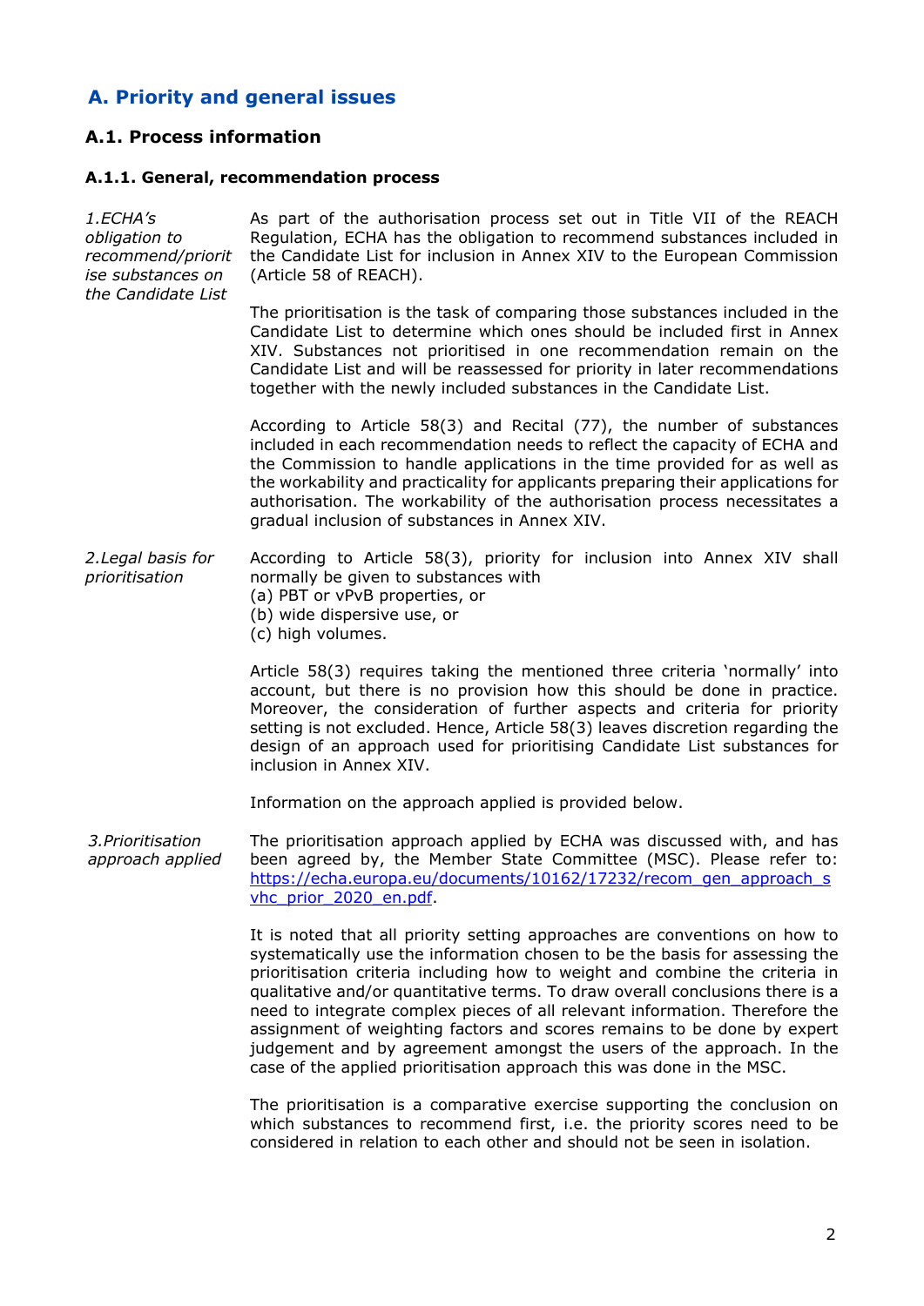## A. Priority and general issues

### A.1. Process information

#### A.1.1. General, recommendation process

*1.ECHA's obligation to recommend/prioritise substances on the Candidate List*

As part of the authorisation process set out in Title VII of the REACH Regulation, ECHA has the obligation to recommend substances included in the Candidate List for inclusion in Annex XIV to the European Commission (Article 58 of REACH).

The prioritisation is the task of comparing those substances included in the Candidate List to determine which ones should be included first in Annex XIV. Substances not prioritised in one recommendation remain on the Candidate List and will be reassessed for priority in later recommendations together with the newly included substances in the Candidate List.

According to Article 58(3) and Recital (77), the number of substances included in each recommendation needs to reflect the capacity of ECHA and the Commission to handle applications in the time provided for as well as the workability and practicality for applicants preparing their applications for authorisation. The workability of the authorisation process necessitates a gradual inclusion of substances in Annex XIV.

*2.Legal basis for prioritisation*

According to Article 58(3), priority for inclusion into Annex XIV shall normally be given to substances with
(a) PBT or vPvB properties, or
(b) wide dispersive use, or
(c) high volumes.

Article 58(3) requires taking the mentioned three criteria 'normally' into account, but there is no provision how this should be done in practice. Moreover, the consideration of further aspects and criteria for priority setting is not excluded. Hence, Article 58(3) leaves discretion regarding the design of an approach used for prioritising Candidate List substances for inclusion in Annex XIV.

Information on the approach applied is provided below.

*3.Prioritisation approach applied*

The prioritisation approach applied by ECHA was discussed with, and has been agreed by, the Member State Committee (MSC). Please refer to: https://echa.europa.eu/documents/10162/17232/recom_gen_approach_svhc_prior_2020_en.pdf.

It is noted that all priority setting approaches are conventions on how to systematically use the information chosen to be the basis for assessing the prioritisation criteria including how to weight and combine the criteria in qualitative and/or quantitative terms. To draw overall conclusions there is a need to integrate complex pieces of all relevant information. Therefore the assignment of weighting factors and scores remains to be done by expert judgement and by agreement amongst the users of the approach. In the case of the applied prioritisation approach this was done in the MSC.

The prioritisation is a comparative exercise supporting the conclusion on which substances to recommend first, i.e. the priority scores need to be considered in relation to each other and should not be seen in isolation.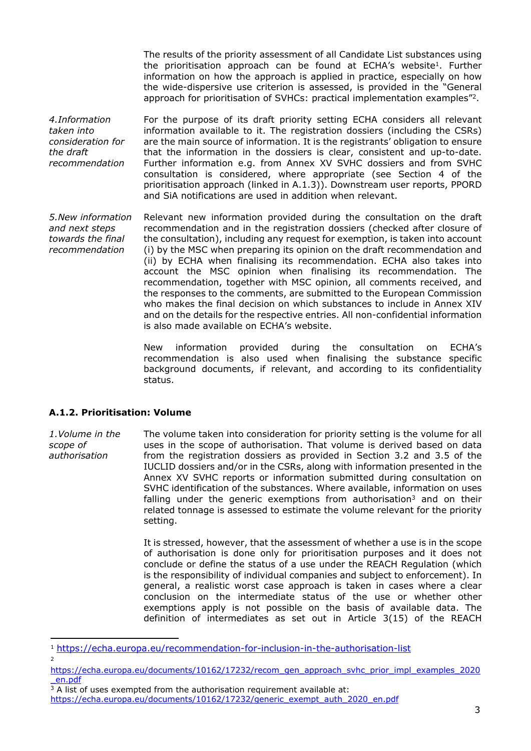The results of the priority assessment of all Candidate List substances using the prioritisation approach can be found at ECHA's website[1]. Further information on how the approach is applied in practice, especially on how the wide-dispersive use criterion is assessed, is provided in the "General approach for prioritisation of SVHCs: practical implementation examples"[2].

*4.Information taken into consideration for the draft recommendation*

For the purpose of its draft priority setting ECHA considers all relevant information available to it. The registration dossiers (including the CSRs) are the main source of information. It is the registrants' obligation to ensure that the information in the dossiers is clear, consistent and up-to-date. Further information e.g. from Annex XV SVHC dossiers and from SVHC consultation is considered, where appropriate (see Section 4 of the prioritisation approach (linked in A.1.3)). Downstream user reports, PPORD and SiA notifications are used in addition when relevant.

*5.New information and next steps towards the final recommendation*

Relevant new information provided during the consultation on the draft recommendation and in the registration dossiers (checked after closure of the consultation), including any request for exemption, is taken into account (i) by the MSC when preparing its opinion on the draft recommendation and (ii) by ECHA when finalising its recommendation. ECHA also takes into account the MSC opinion when finalising its recommendation. The recommendation, together with MSC opinion, all comments received, and the responses to the comments, are submitted to the European Commission who makes the final decision on which substances to include in Annex XIV and on the details for the respective entries. All non-confidential information is also made available on ECHA's website.

New information provided during the consultation on ECHA's recommendation is also used when finalising the substance specific background documents, if relevant, and according to its confidentiality status.

### A.1.2. Prioritisation: Volume

*1.Volume in the scope of authorisation*

The volume taken into consideration for priority setting is the volume for all uses in the scope of authorisation. That volume is derived based on data from the registration dossiers as provided in Section 3.2 and 3.5 of the IUCLID dossiers and/or in the CSRs, along with information presented in the Annex XV SVHC reports or information submitted during consultation on SVHC identification of the substances. Where available, information on uses falling under the generic exemptions from authorisation[3] and on their related tonnage is assessed to estimate the volume relevant for the priority setting.

It is stressed, however, that the assessment of whether a use is in the scope of authorisation is done only for prioritisation purposes and it does not conclude or define the status of a use under the REACH Regulation (which is the responsibility of individual companies and subject to enforcement). In general, a realistic worst case approach is taken in cases where a clear conclusion on the intermediate status of the use or whether other exemptions apply is not possible on the basis of available data. The definition of intermediates as set out in Article 3(15) of the REACH

---

[1] https://echa.europa.eu/recommendation-for-inclusion-in-the-authorisation-list

[2] https://echa.europa.eu/documents/10162/17232/recom_gen_approach_svhc_prior_impl_examples_2020_en.pdf

[3] A list of uses exempted from the authorisation requirement available at: https://echa.europa.eu/documents/10162/17232/generic_exempt_auth_2020_en.pdf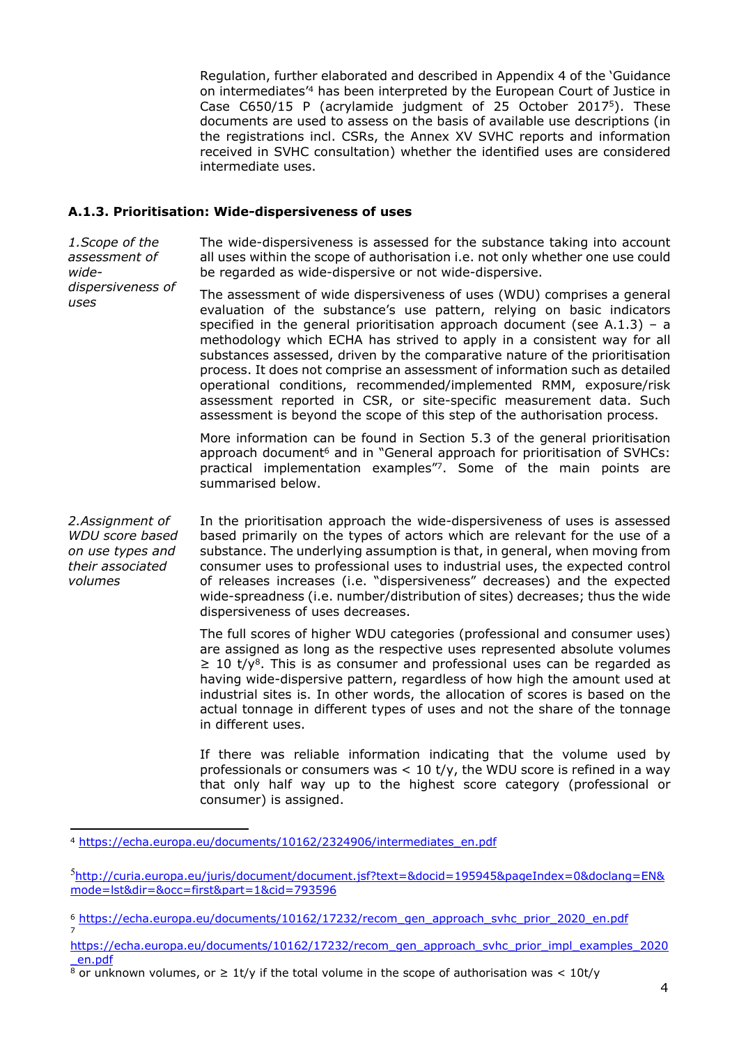Regulation, further elaborated and described in Appendix 4 of the 'Guidance on intermediates'[4] has been interpreted by the European Court of Justice in Case C650/15 P (acrylamide judgment of 25 October 2017[5]). These documents are used to assess on the basis of available use descriptions (in the registrations incl. CSRs, the Annex XV SVHC reports and information received in SVHC consultation) whether the identified uses are considered intermediate uses.

### A.1.3. Prioritisation: Wide-dispersiveness of uses

*1.Scope of the assessment of wide-dispersiveness of uses*

The wide-dispersiveness is assessed for the substance taking into account all uses within the scope of authorisation i.e. not only whether one use could be regarded as wide-dispersive or not wide-dispersive.

The assessment of wide dispersiveness of uses (WDU) comprises a general evaluation of the substance's use pattern, relying on basic indicators specified in the general prioritisation approach document (see A.1.3) – a methodology which ECHA has strived to apply in a consistent way for all substances assessed, driven by the comparative nature of the prioritisation process. It does not comprise an assessment of information such as detailed operational conditions, recommended/implemented RMM, exposure/risk assessment reported in CSR, or site-specific measurement data. Such assessment is beyond the scope of this step of the authorisation process.

More information can be found in Section 5.3 of the general prioritisation approach document[6] and in "General approach for prioritisation of SVHCs: practical implementation examples"[7]. Some of the main points are summarised below.

*2.Assignment of WDU score based on use types and their associated volumes*

In the prioritisation approach the wide-dispersiveness of uses is assessed based primarily on the types of actors which are relevant for the use of a substance. The underlying assumption is that, in general, when moving from consumer uses to professional uses to industrial uses, the expected control of releases increases (i.e. "dispersiveness" decreases) and the expected wide-spreadness (i.e. number/distribution of sites) decreases; thus the wide dispersiveness of uses decreases.

The full scores of higher WDU categories (professional and consumer uses) are assigned as long as the respective uses represented absolute volumes $\geq$ 10 t/y[8]. This is as consumer and professional uses can be regarded as having wide-dispersive pattern, regardless of how high the amount used at industrial sites is. In other words, the allocation of scores is based on the actual tonnage in different types of uses and not the share of the tonnage in different uses.

If there was reliable information indicating that the volume used by professionals or consumers was < 10 t/y, the WDU score is refined in a way that only half way up to the highest score category (professional or consumer) is assigned.

---

[4] https://echa.europa.eu/documents/10162/2324906/intermediates_en.pdf

[5] http://curia.europa.eu/juris/document/document.jsf?text=&docid=195945&pageIndex=0&doclang=EN&mode=lst&dir=&occ=first&part=1&cid=793596

[6] https://echa.europa.eu/documents/10162/17232/recom_gen_approach_svhc_prior_2020_en.pdf

[7] https://echa.europa.eu/documents/10162/17232/recom_gen_approach_svhc_prior_impl_examples_2020_en.pdf

[8] or unknown volumes, or $\geq$ 1t/y if the total volume in the scope of authorisation was < 10t/y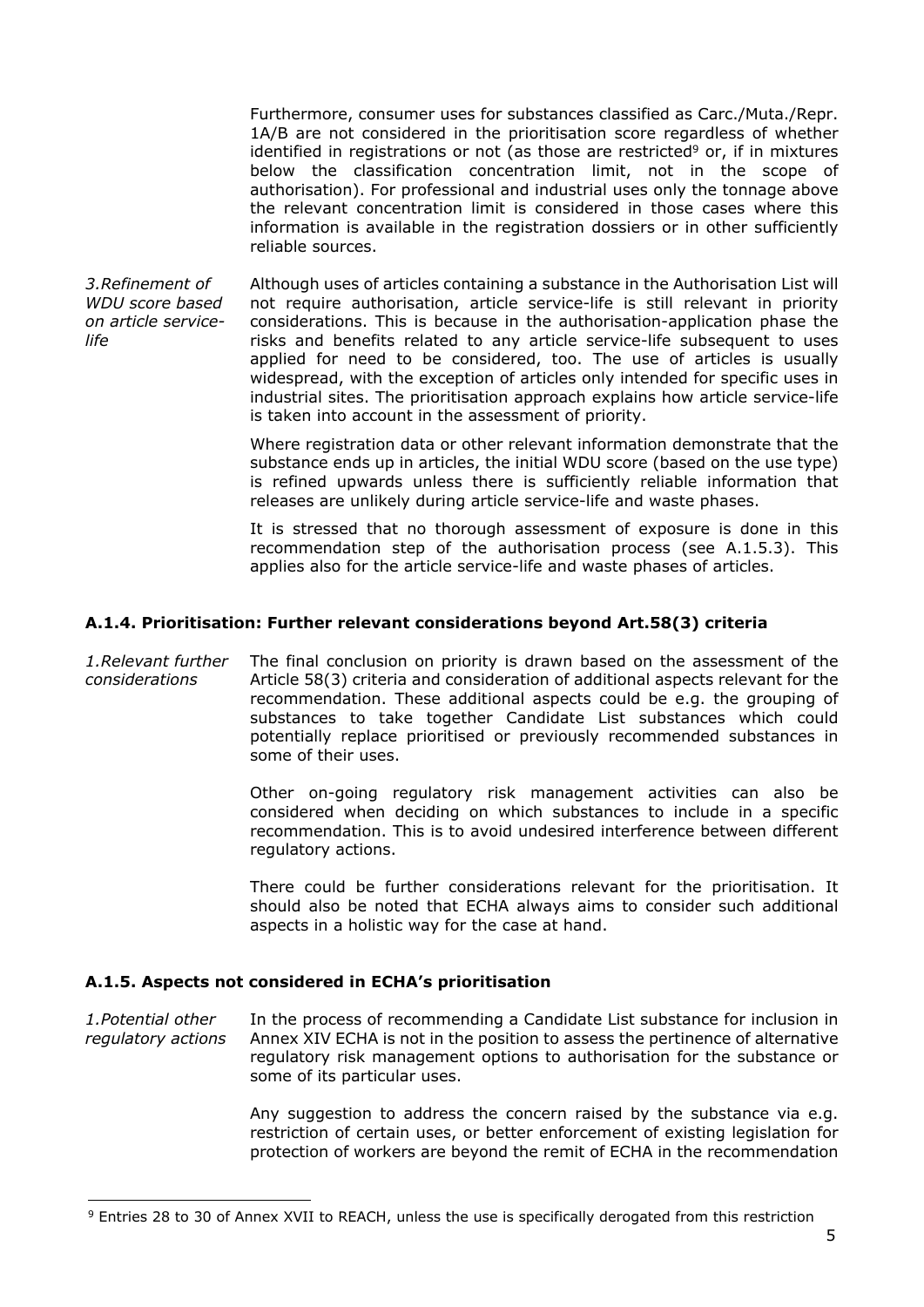Furthermore, consumer uses for substances classified as Carc./Muta./Repr. 1A/B are not considered in the prioritisation score regardless of whether identified in registrations or not (as those are restricted[9] or, if in mixtures below the classification concentration limit, not in the scope of authorisation). For professional and industrial uses only the tonnage above the relevant concentration limit is considered in those cases where this information is available in the registration dossiers or in other sufficiently reliable sources.

*3.Refinement of WDU score based on article service-life*

Although uses of articles containing a substance in the Authorisation List will not require authorisation, article service-life is still relevant in priority considerations. This is because in the authorisation-application phase the risks and benefits related to any article service-life subsequent to uses applied for need to be considered, too. The use of articles is usually widespread, with the exception of articles only intended for specific uses in industrial sites. The prioritisation approach explains how article service-life is taken into account in the assessment of priority.

Where registration data or other relevant information demonstrate that the substance ends up in articles, the initial WDU score (based on the use type) is refined upwards unless there is sufficiently reliable information that releases are unlikely during article service-life and waste phases.

It is stressed that no thorough assessment of exposure is done in this recommendation step of the authorisation process (see A.1.5.3). This applies also for the article service-life and waste phases of articles.

### A.1.4. Prioritisation: Further relevant considerations beyond Art.58(3) criteria

*1.Relevant further considerations*

The final conclusion on priority is drawn based on the assessment of the Article 58(3) criteria and consideration of additional aspects relevant for the recommendation. These additional aspects could be e.g. the grouping of substances to take together Candidate List substances which could potentially replace prioritised or previously recommended substances in some of their uses.

Other on-going regulatory risk management activities can also be considered when deciding on which substances to include in a specific recommendation. This is to avoid undesired interference between different regulatory actions.

There could be further considerations relevant for the prioritisation. It should also be noted that ECHA always aims to consider such additional aspects in a holistic way for the case at hand.

### A.1.5. Aspects not considered in ECHA's prioritisation

*1.Potential other regulatory actions*

In the process of recommending a Candidate List substance for inclusion in Annex XIV ECHA is not in the position to assess the pertinence of alternative regulatory risk management options to authorisation for the substance or some of its particular uses.

Any suggestion to address the concern raised by the substance via e.g. restriction of certain uses, or better enforcement of existing legislation for protection of workers are beyond the remit of ECHA in the recommendation

---

[9] Entries 28 to 30 of Annex XVII to REACH, unless the use is specifically derogated from this restriction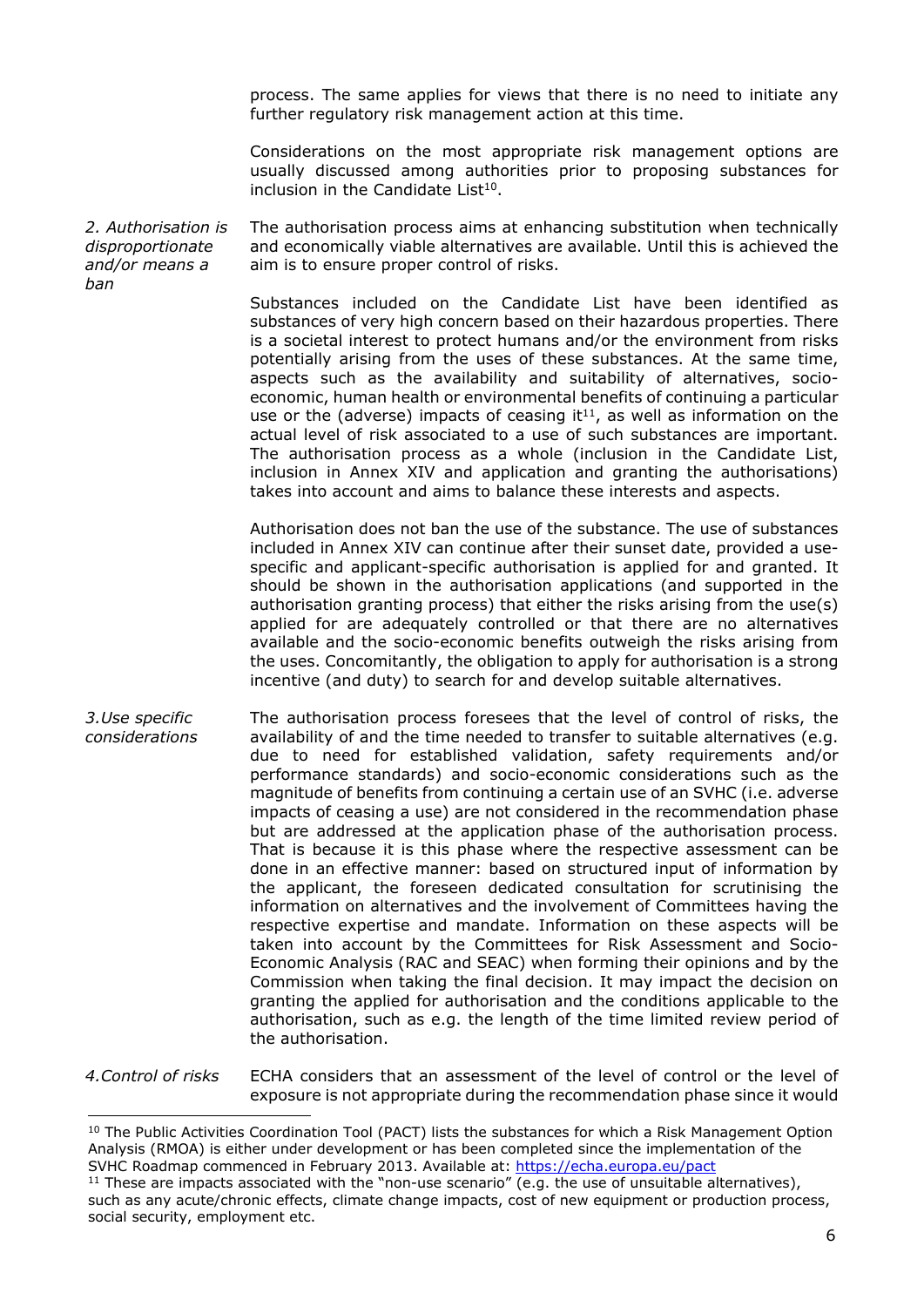process. The same applies for views that there is no need to initiate any further regulatory risk management action at this time.

Considerations on the most appropriate risk management options are usually discussed among authorities prior to proposing substances for inclusion in the Candidate List[10].

*2. Authorisation is disproportionate and/or means a ban*

The authorisation process aims at enhancing substitution when technically and economically viable alternatives are available. Until this is achieved the aim is to ensure proper control of risks.

Substances included on the Candidate List have been identified as substances of very high concern based on their hazardous properties. There is a societal interest to protect humans and/or the environment from risks potentially arising from the uses of these substances. At the same time, aspects such as the availability and suitability of alternatives, socio-economic, human health or environmental benefits of continuing a particular use or the (adverse) impacts of ceasing it[11], as well as information on the actual level of risk associated to a use of such substances are important. The authorisation process as a whole (inclusion in the Candidate List, inclusion in Annex XIV and application and granting the authorisations) takes into account and aims to balance these interests and aspects.

Authorisation does not ban the use of the substance. The use of substances included in Annex XIV can continue after their sunset date, provided a use-specific and applicant-specific authorisation is applied for and granted. It should be shown in the authorisation applications (and supported in the authorisation granting process) that either the risks arising from the use(s) applied for are adequately controlled or that there are no alternatives available and the socio-economic benefits outweigh the risks arising from the uses. Concomitantly, the obligation to apply for authorisation is a strong incentive (and duty) to search for and develop suitable alternatives.

*3.Use specific considerations*

The authorisation process foresees that the level of control of risks, the availability of and the time needed to transfer to suitable alternatives (e.g. due to need for established validation, safety requirements and/or performance standards) and socio-economic considerations such as the magnitude of benefits from continuing a certain use of an SVHC (i.e. adverse impacts of ceasing a use) are not considered in the recommendation phase but are addressed at the application phase of the authorisation process. That is because it is this phase where the respective assessment can be done in an effective manner: based on structured input of information by the applicant, the foreseen dedicated consultation for scrutinising the information on alternatives and the involvement of Committees having the respective expertise and mandate. Information on these aspects will be taken into account by the Committees for Risk Assessment and Socio-Economic Analysis (RAC and SEAC) when forming their opinions and by the Commission when taking the final decision. It may impact the decision on granting the applied for authorisation and the conditions applicable to the authorisation, such as e.g. the length of the time limited review period of the authorisation.

*4.Control of risks*

ECHA considers that an assessment of the level of control or the level of exposure is not appropriate during the recommendation phase since it would

---

[10] The Public Activities Coordination Tool (PACT) lists the substances for which a Risk Management Option Analysis (RMOA) is either under development or has been completed since the implementation of the SVHC Roadmap commenced in February 2013. Available at: https://echa.europa.eu/pact

[11] These are impacts associated with the "non-use scenario" (e.g. the use of unsuitable alternatives), such as any acute/chronic effects, climate change impacts, cost of new equipment or production process, social security, employment etc.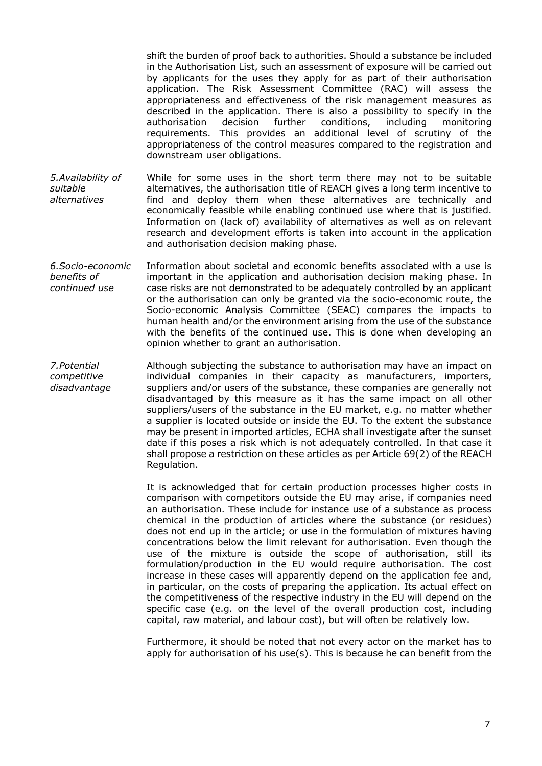shift the burden of proof back to authorities. Should a substance be included in the Authorisation List, such an assessment of exposure will be carried out by applicants for the uses they apply for as part of their authorisation application. The Risk Assessment Committee (RAC) will assess the appropriateness and effectiveness of the risk management measures as described in the application. There is also a possibility to specify in the authorisation decision further conditions, including monitoring requirements. This provides an additional level of scrutiny of the appropriateness of the control measures compared to the registration and downstream user obligations.

| | |
|---|---|
| *5.Availability of suitable alternatives* | While for some uses in the short term there may not to be suitable alternatives, the authorisation title of REACH gives a long term incentive to find and deploy them when these alternatives are technically and economically feasible while enabling continued use where that is justified. Information on (lack of) availability of alternatives as well as on relevant research and development efforts is taken into account in the application and authorisation decision making phase. |
| *6.Socio-economic benefits of continued use* | Information about societal and economic benefits associated with a use is important in the application and authorisation decision making phase. In case risks are not demonstrated to be adequately controlled by an applicant or the authorisation can only be granted via the socio-economic route, the Socio-economic Analysis Committee (SEAC) compares the impacts to human health and/or the environment arising from the use of the substance with the benefits of the continued use. This is done when developing an opinion whether to grant an authorisation. |
| *7.Potential competitive disadvantage* | Although subjecting the substance to authorisation may have an impact on individual companies in their capacity as manufacturers, importers, suppliers and/or users of the substance, these companies are generally not disadvantaged by this measure as it has the same impact on all other suppliers/users of the substance in the EU market, e.g. no matter whether a supplier is located outside or inside the EU. To the extent the substance may be present in imported articles, ECHA shall investigate after the sunset date if this poses a risk which is not adequately controlled. In that case it shall propose a restriction on these articles as per Article 69(2) of the REACH Regulation. |

It is acknowledged that for certain production processes higher costs in comparison with competitors outside the EU may arise, if companies need an authorisation. These include for instance use of a substance as process chemical in the production of articles where the substance (or residues) does not end up in the article; or use in the formulation of mixtures having concentrations below the limit relevant for authorisation. Even though the use of the mixture is outside the scope of authorisation, still its formulation/production in the EU would require authorisation. The cost increase in these cases will apparently depend on the application fee and, in particular, on the costs of preparing the application. Its actual effect on the competitiveness of the respective industry in the EU will depend on the specific case (e.g. on the level of the overall production cost, including capital, raw material, and labour cost), but will often be relatively low.

Furthermore, it should be noted that not every actor on the market has to apply for authorisation of his use(s). This is because he can benefit from the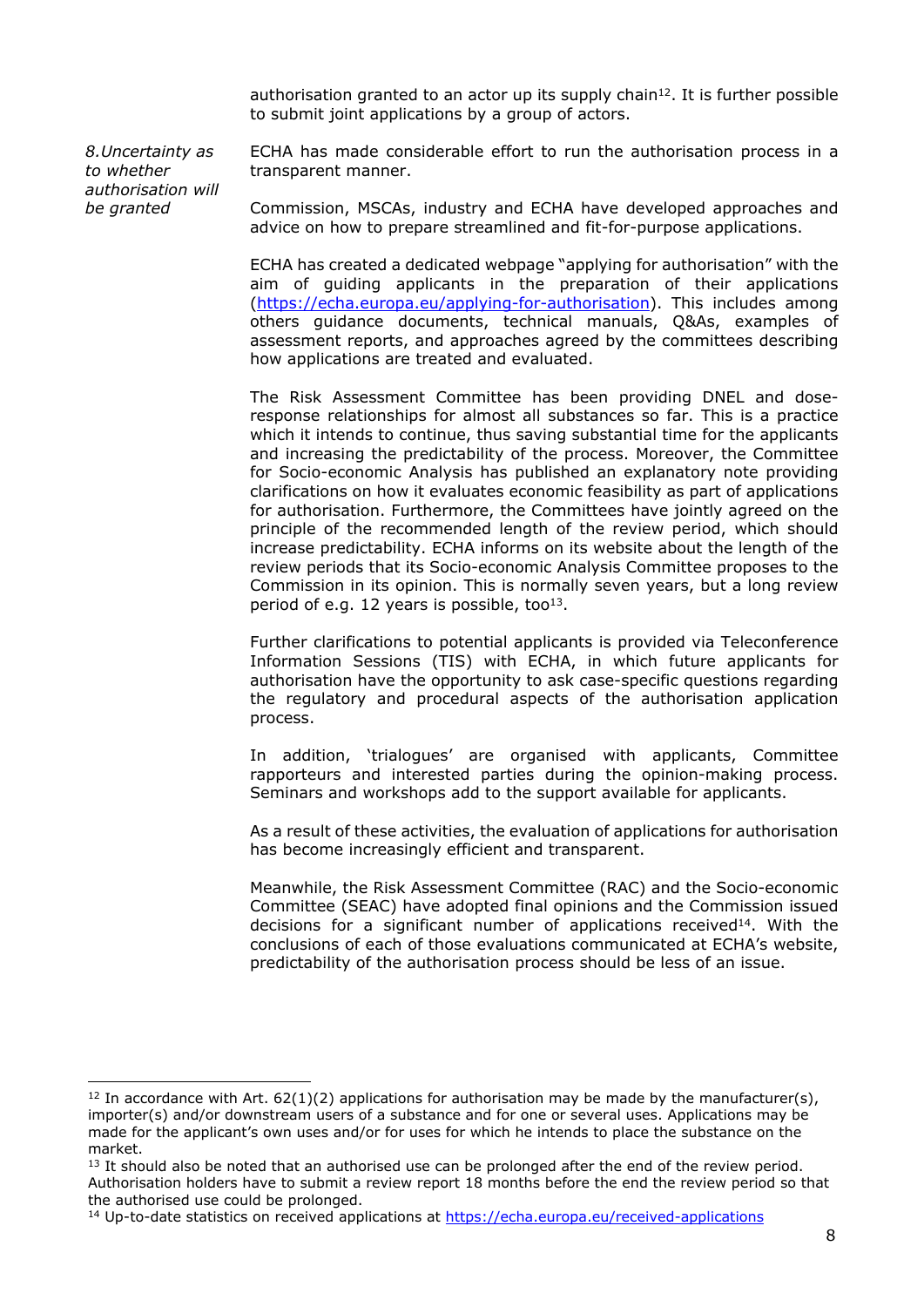authorisation granted to an actor up its supply chain[12]. It is further possible to submit joint applications by a group of actors.

*8. Uncertainty as to whether authorisation will be granted*

ECHA has made considerable effort to run the authorisation process in a transparent manner.

Commission, MSCAs, industry and ECHA have developed approaches and advice on how to prepare streamlined and fit-for-purpose applications.

ECHA has created a dedicated webpage "applying for authorisation" with the aim of guiding applicants in the preparation of their applications (https://echa.europa.eu/applying-for-authorisation). This includes among others guidance documents, technical manuals, Q&As, examples of assessment reports, and approaches agreed by the committees describing how applications are treated and evaluated.

The Risk Assessment Committee has been providing DNEL and dose-response relationships for almost all substances so far. This is a practice which it intends to continue, thus saving substantial time for the applicants and increasing the predictability of the process. Moreover, the Committee for Socio-economic Analysis has published an explanatory note providing clarifications on how it evaluates economic feasibility as part of applications for authorisation. Furthermore, the Committees have jointly agreed on the principle of the recommended length of the review period, which should increase predictability. ECHA informs on its website about the length of the review periods that its Socio-economic Analysis Committee proposes to the Commission in its opinion. This is normally seven years, but a long review period of e.g. 12 years is possible, too[13].

Further clarifications to potential applicants is provided via Teleconference Information Sessions (TIS) with ECHA, in which future applicants for authorisation have the opportunity to ask case-specific questions regarding the regulatory and procedural aspects of the authorisation application process.

In addition, 'trialogues' are organised with applicants, Committee rapporteurs and interested parties during the opinion-making process. Seminars and workshops add to the support available for applicants.

As a result of these activities, the evaluation of applications for authorisation has become increasingly efficient and transparent.

Meanwhile, the Risk Assessment Committee (RAC) and the Socio-economic Committee (SEAC) have adopted final opinions and the Commission issued decisions for a significant number of applications received[14]. With the conclusions of each of those evaluations communicated at ECHA's website, predictability of the authorisation process should be less of an issue.

---

[12] In accordance with Art. 62(1)(2) applications for authorisation may be made by the manufacturer(s), importer(s) and/or downstream users of a substance and for one or several uses. Applications may be made for the applicant's own uses and/or for uses for which he intends to place the substance on the market.

[13] It should also be noted that an authorised use can be prolonged after the end of the review period. Authorisation holders have to submit a review report 18 months before the end the review period so that the authorised use could be prolonged.

[14] Up-to-date statistics on received applications at https://echa.europa.eu/received-applications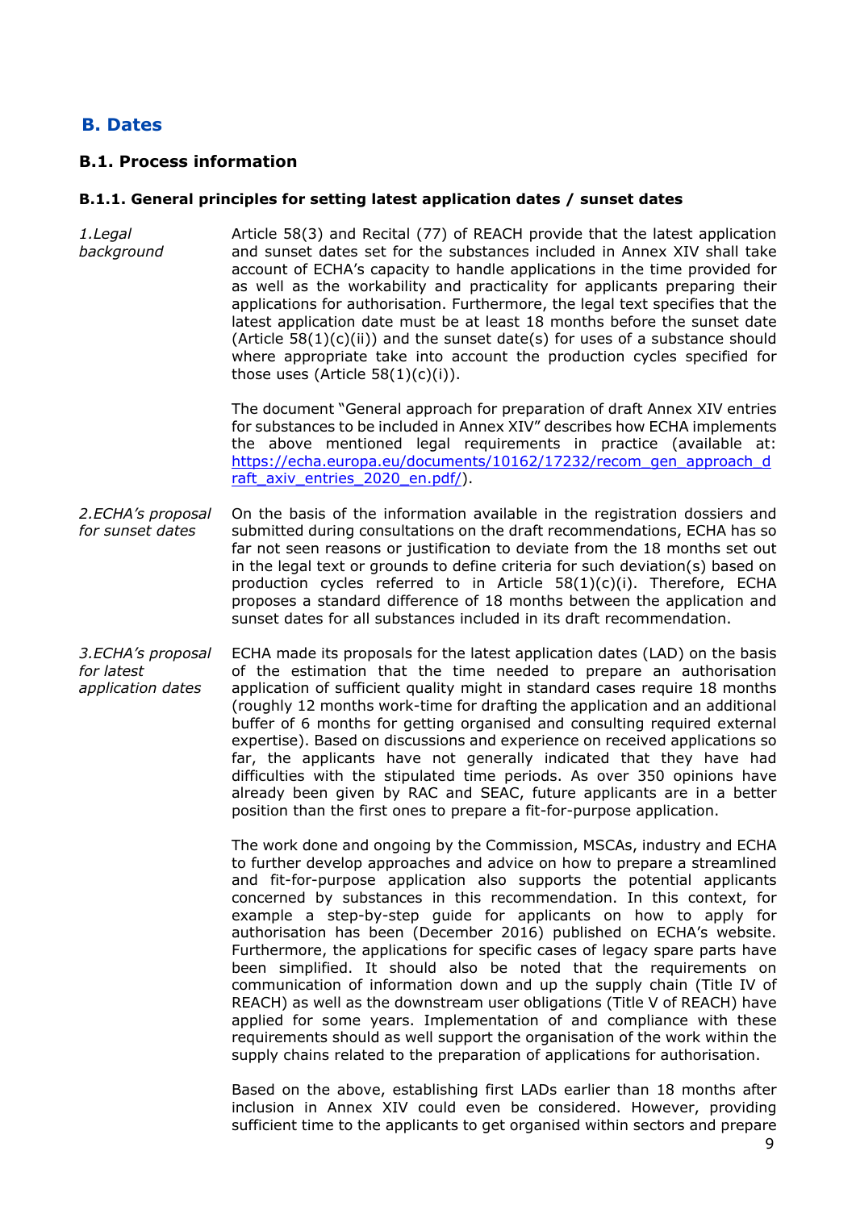## B. Dates

### B.1. Process information

#### B.1.1. General principles for setting latest application dates / sunset dates

*1.Legal background*

Article 58(3) and Recital (77) of REACH provide that the latest application and sunset dates set for the substances included in Annex XIV shall take account of ECHA's capacity to handle applications in the time provided for as well as the workability and practicality for applicants preparing their applications for authorisation. Furthermore, the legal text specifies that the latest application date must be at least 18 months before the sunset date (Article 58(1)(c)(ii)) and the sunset date(s) for uses of a substance should where appropriate take into account the production cycles specified for those uses (Article 58(1)(c)(i)).

The document "General approach for preparation of draft Annex XIV entries for substances to be included in Annex XIV" describes how ECHA implements the above mentioned legal requirements in practice (available at: https://echa.europa.eu/documents/10162/17232/recom_gen_approach_draft_axiv_entries_2020_en.pdf/).

*2.ECHA's proposal for sunset dates*

On the basis of the information available in the registration dossiers and submitted during consultations on the draft recommendations, ECHA has so far not seen reasons or justification to deviate from the 18 months set out in the legal text or grounds to define criteria for such deviation(s) based on production cycles referred to in Article 58(1)(c)(i). Therefore, ECHA proposes a standard difference of 18 months between the application and sunset dates for all substances included in its draft recommendation.

*3.ECHA's proposal for latest application dates*

ECHA made its proposals for the latest application dates (LAD) on the basis of the estimation that the time needed to prepare an authorisation application of sufficient quality might in standard cases require 18 months (roughly 12 months work-time for drafting the application and an additional buffer of 6 months for getting organised and consulting required external expertise). Based on discussions and experience on received applications so far, the applicants have not generally indicated that they have had difficulties with the stipulated time periods. As over 350 opinions have already been given by RAC and SEAC, future applicants are in a better position than the first ones to prepare a fit-for-purpose application.

The work done and ongoing by the Commission, MSCAs, industry and ECHA to further develop approaches and advice on how to prepare a streamlined and fit-for-purpose application also supports the potential applicants concerned by substances in this recommendation. In this context, for example a step-by-step guide for applicants on how to apply for authorisation has been (December 2016) published on ECHA's website. Furthermore, the applications for specific cases of legacy spare parts have been simplified. It should also be noted that the requirements on communication of information down and up the supply chain (Title IV of REACH) as well as the downstream user obligations (Title V of REACH) have applied for some years. Implementation of and compliance with these requirements should as well support the organisation of the work within the supply chains related to the preparation of applications for authorisation.

Based on the above, establishing first LADs earlier than 18 months after inclusion in Annex XIV could even be considered. However, providing sufficient time to the applicants to get organised within sectors and prepare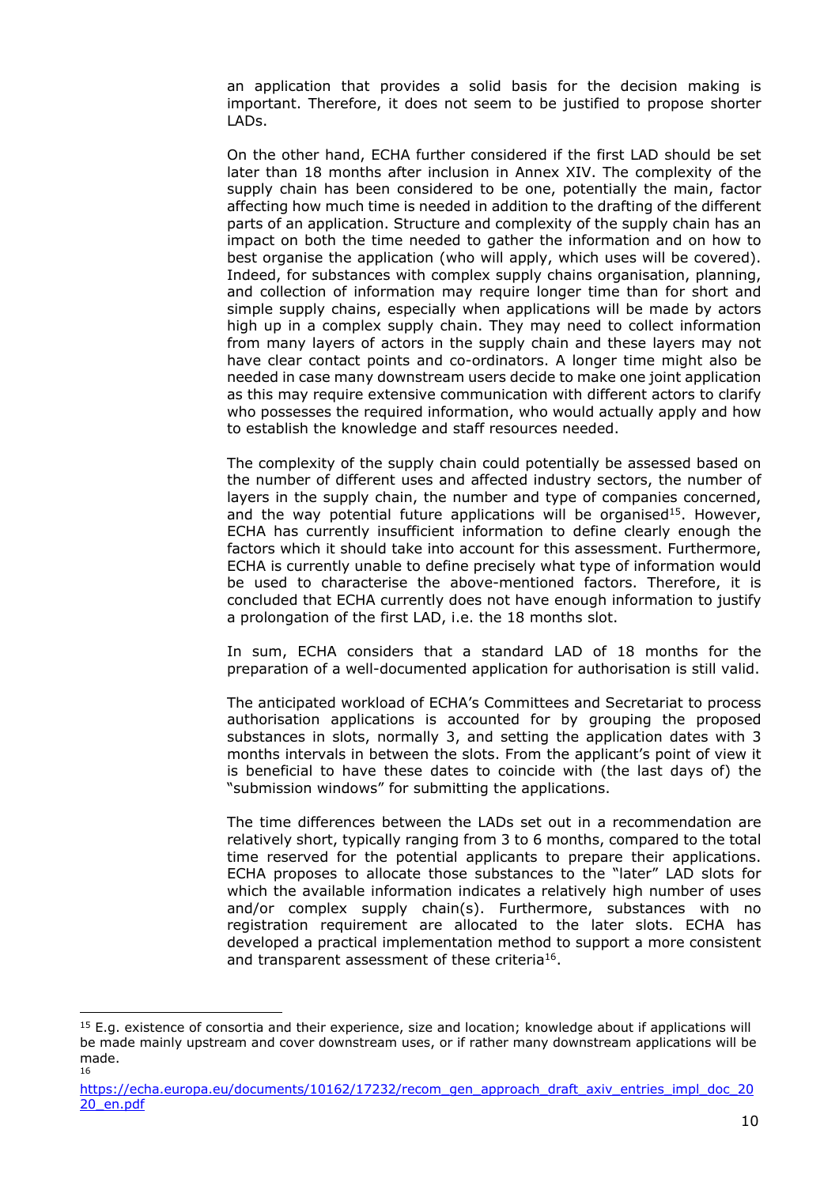an application that provides a solid basis for the decision making is important. Therefore, it does not seem to be justified to propose shorter LADs.

On the other hand, ECHA further considered if the first LAD should be set later than 18 months after inclusion in Annex XIV. The complexity of the supply chain has been considered to be one, potentially the main, factor affecting how much time is needed in addition to the drafting of the different parts of an application. Structure and complexity of the supply chain has an impact on both the time needed to gather the information and on how to best organise the application (who will apply, which uses will be covered). Indeed, for substances with complex supply chains organisation, planning, and collection of information may require longer time than for short and simple supply chains, especially when applications will be made by actors high up in a complex supply chain. They may need to collect information from many layers of actors in the supply chain and these layers may not have clear contact points and co-ordinators. A longer time might also be needed in case many downstream users decide to make one joint application as this may require extensive communication with different actors to clarify who possesses the required information, who would actually apply and how to establish the knowledge and staff resources needed.

The complexity of the supply chain could potentially be assessed based on the number of different uses and affected industry sectors, the number of layers in the supply chain, the number and type of companies concerned, and the way potential future applications will be organised[15]. However, ECHA has currently insufficient information to define clearly enough the factors which it should take into account for this assessment. Furthermore, ECHA is currently unable to define precisely what type of information would be used to characterise the above-mentioned factors. Therefore, it is concluded that ECHA currently does not have enough information to justify a prolongation of the first LAD, i.e. the 18 months slot.

In sum, ECHA considers that a standard LAD of 18 months for the preparation of a well-documented application for authorisation is still valid.

The anticipated workload of ECHA's Committees and Secretariat to process authorisation applications is accounted for by grouping the proposed substances in slots, normally 3, and setting the application dates with 3 months intervals in between the slots. From the applicant's point of view it is beneficial to have these dates to coincide with (the last days of) the "submission windows" for submitting the applications.

The time differences between the LADs set out in a recommendation are relatively short, typically ranging from 3 to 6 months, compared to the total time reserved for the potential applicants to prepare their applications. ECHA proposes to allocate those substances to the "later" LAD slots for which the available information indicates a relatively high number of uses and/or complex supply chain(s). Furthermore, substances with no registration requirement are allocated to the later slots. ECHA has developed a practical implementation method to support a more consistent and transparent assessment of these criteria[16].

---

[15] E.g. existence of consortia and their experience, size and location; knowledge about if applications will be made mainly upstream and cover downstream uses, or if rather many downstream applications will be made.

[16] https://echa.europa.eu/documents/10162/17232/recom_gen_approach_draft_axiv_entries_impl_doc_2020_en.pdf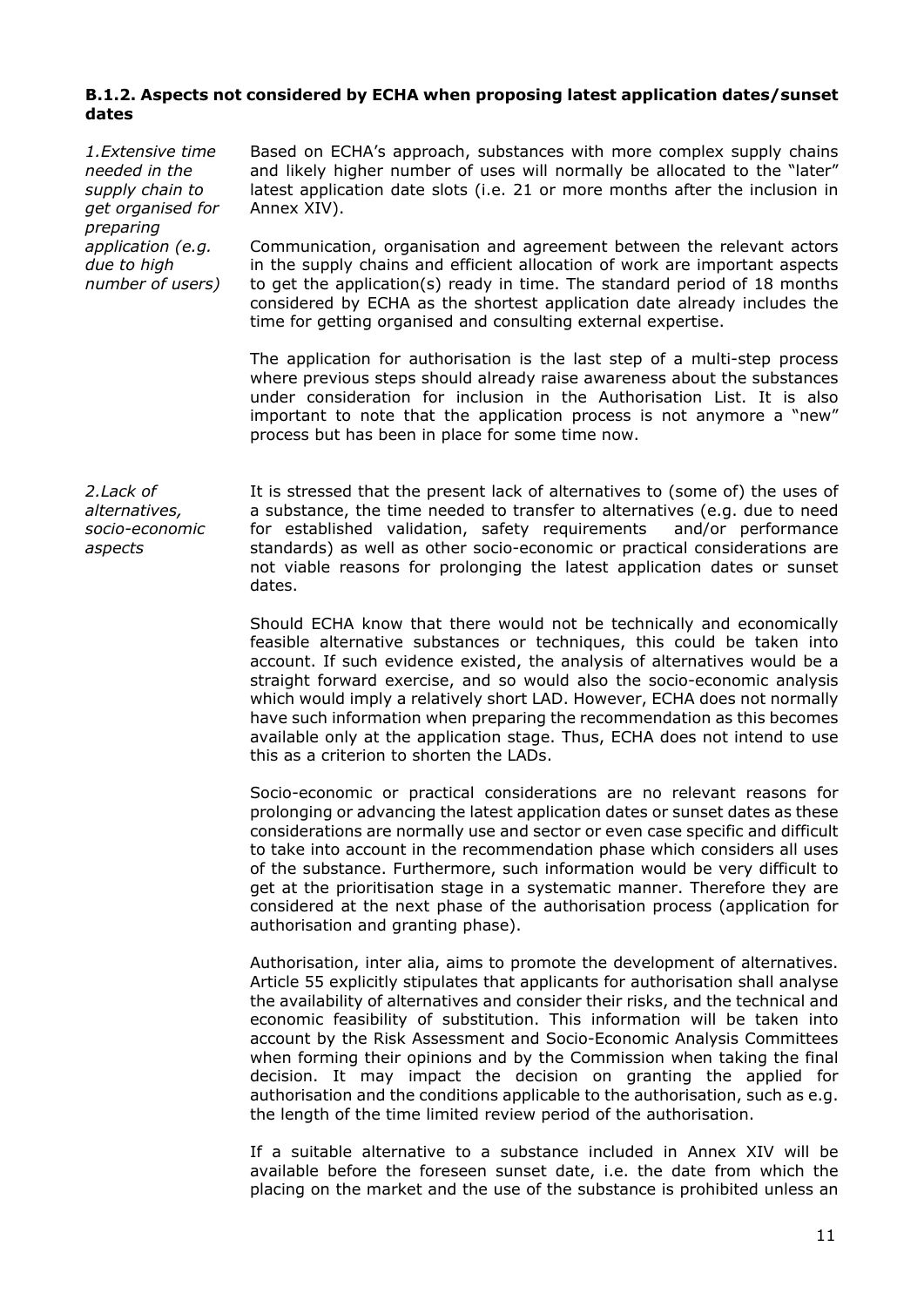#### B.1.2. Aspects not considered by ECHA when proposing latest application dates/sunset dates

*1.Extensive time needed in the supply chain to get organised for preparing application (e.g. due to high number of users)*

Based on ECHA's approach, substances with more complex supply chains and likely higher number of uses will normally be allocated to the "later" latest application date slots (i.e. 21 or more months after the inclusion in Annex XIV).

Communication, organisation and agreement between the relevant actors in the supply chains and efficient allocation of work are important aspects to get the application(s) ready in time. The standard period of 18 months considered by ECHA as the shortest application date already includes the time for getting organised and consulting external expertise.

The application for authorisation is the last step of a multi-step process where previous steps should already raise awareness about the substances under consideration for inclusion in the Authorisation List. It is also important to note that the application process is not anymore a "new" process but has been in place for some time now.

*2.Lack of alternatives, socio-economic aspects*

It is stressed that the present lack of alternatives to (some of) the uses of a substance, the time needed to transfer to alternatives (e.g. due to need for established validation, safety requirements and/or performance standards) as well as other socio-economic or practical considerations are not viable reasons for prolonging the latest application dates or sunset dates.

Should ECHA know that there would not be technically and economically feasible alternative substances or techniques, this could be taken into account. If such evidence existed, the analysis of alternatives would be a straight forward exercise, and so would also the socio-economic analysis which would imply a relatively short LAD. However, ECHA does not normally have such information when preparing the recommendation as this becomes available only at the application stage. Thus, ECHA does not intend to use this as a criterion to shorten the LADs.

Socio-economic or practical considerations are no relevant reasons for prolonging or advancing the latest application dates or sunset dates as these considerations are normally use and sector or even case specific and difficult to take into account in the recommendation phase which considers all uses of the substance. Furthermore, such information would be very difficult to get at the prioritisation stage in a systematic manner. Therefore they are considered at the next phase of the authorisation process (application for authorisation and granting phase).

Authorisation, inter alia, aims to promote the development of alternatives. Article 55 explicitly stipulates that applicants for authorisation shall analyse the availability of alternatives and consider their risks, and the technical and economic feasibility of substitution. This information will be taken into account by the Risk Assessment and Socio-Economic Analysis Committees when forming their opinions and by the Commission when taking the final decision. It may impact the decision on granting the applied for authorisation and the conditions applicable to the authorisation, such as e.g. the length of the time limited review period of the authorisation.

If a suitable alternative to a substance included in Annex XIV will be available before the foreseen sunset date, i.e. the date from which the placing on the market and the use of the substance is prohibited unless an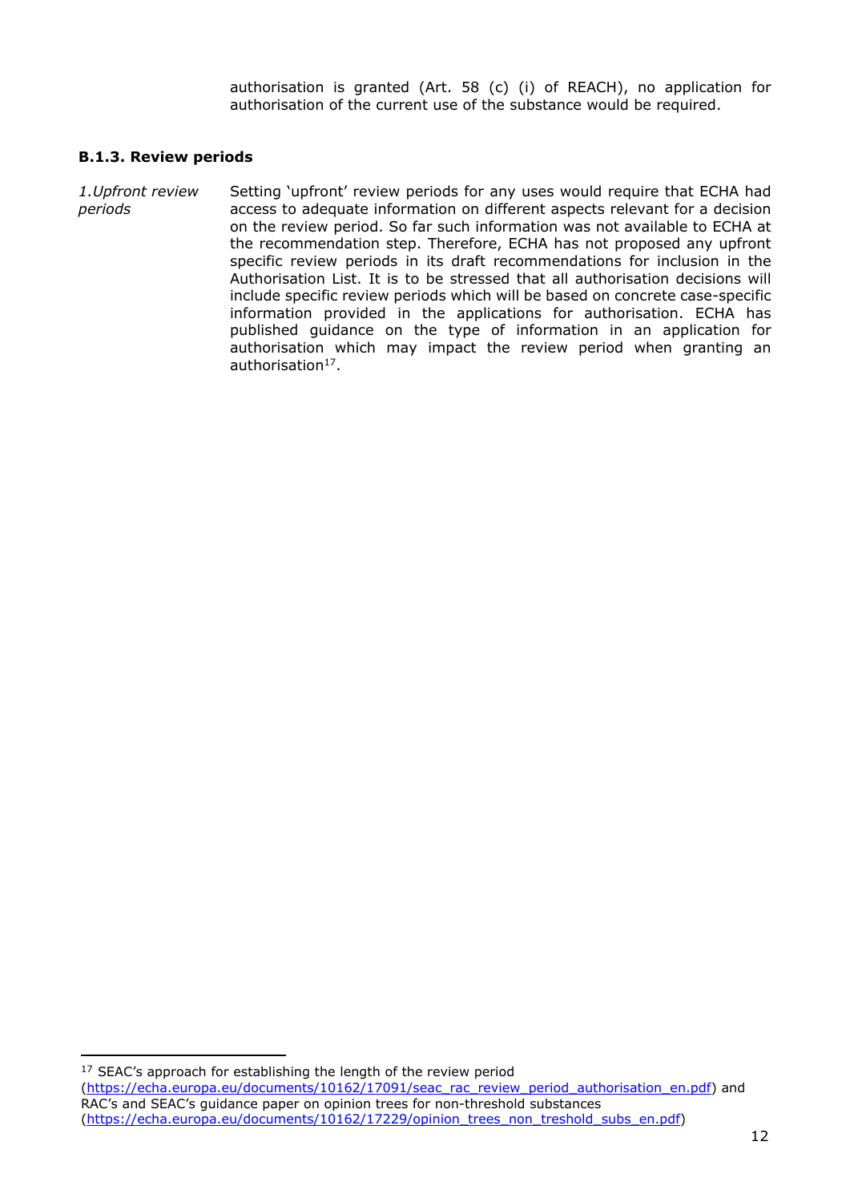authorisation is granted (Art. 58 (c) (i) of REACH), no application for authorisation of the current use of the substance would be required.

### B.1.3. Review periods

*1.Upfront review periods*

Setting 'upfront' review periods for any uses would require that ECHA had access to adequate information on different aspects relevant for a decision on the review period. So far such information was not available to ECHA at the recommendation step. Therefore, ECHA has not proposed any upfront specific review periods in its draft recommendations for inclusion in the Authorisation List. It is to be stressed that all authorisation decisions will include specific review periods which will be based on concrete case-specific information provided in the applications for authorisation. ECHA has published guidance on the type of information in an application for authorisation which may impact the review period when granting an authorisation[17].

---

[17] SEAC's approach for establishing the length of the review period (https://echa.europa.eu/documents/10162/17091/seac_rac_review_period_authorisation_en.pdf) and RAC's and SEAC's guidance paper on opinion trees for non-threshold substances (https://echa.europa.eu/documents/10162/17229/opinion_trees_non_treshold_subs_en.pdf)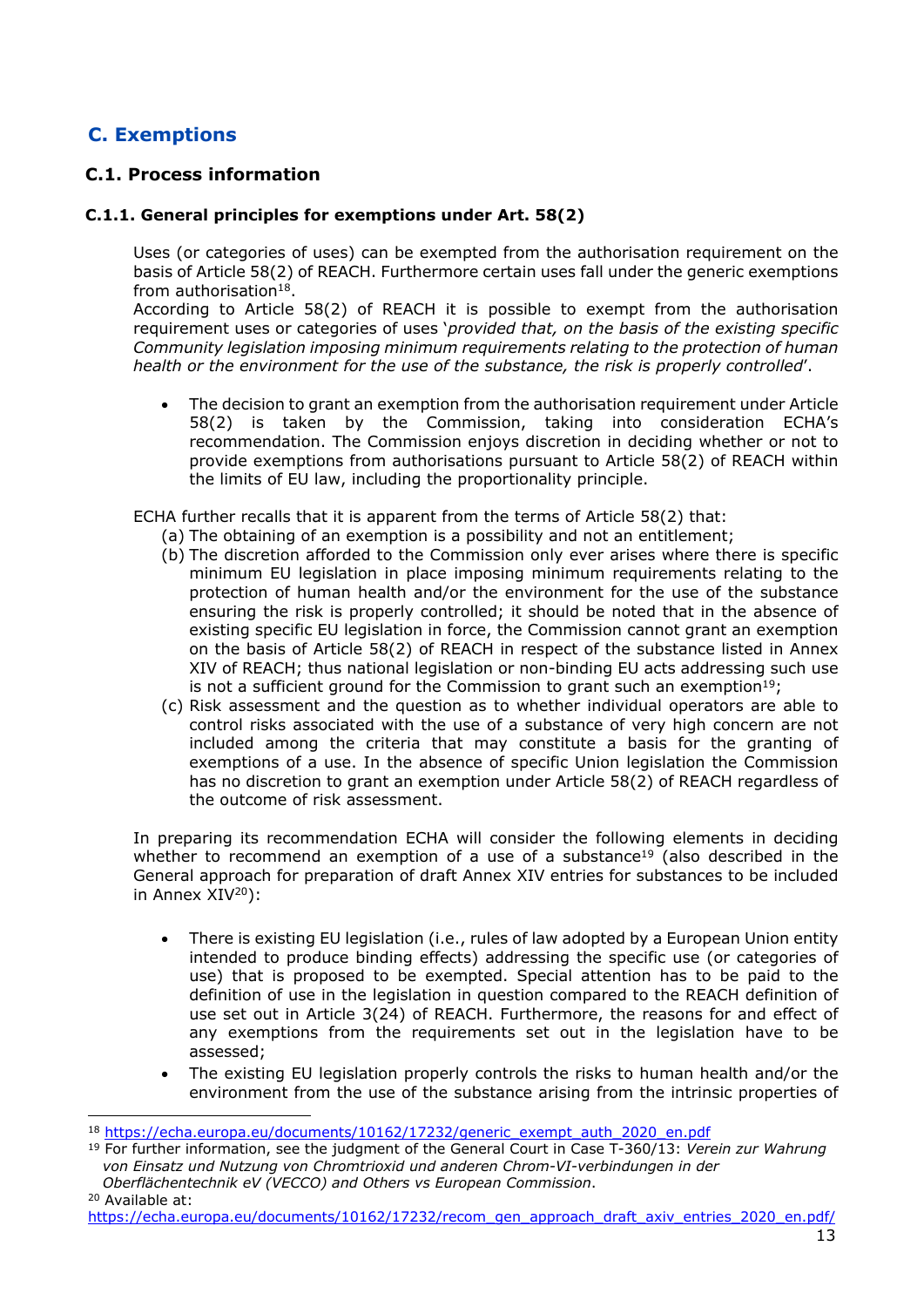## C. Exemptions

### C.1. Process information

#### C.1.1. General principles for exemptions under Art. 58(2)

Uses (or categories of uses) can be exempted from the authorisation requirement on the basis of Article 58(2) of REACH. Furthermore certain uses fall under the generic exemptions from authorisation[18].

According to Article 58(2) of REACH it is possible to exempt from the authorisation requirement uses or categories of uses '*provided that, on the basis of the existing specific Community legislation imposing minimum requirements relating to the protection of human health or the environment for the use of the substance, the risk is properly controlled*'.

- The decision to grant an exemption from the authorisation requirement under Article 58(2) is taken by the Commission, taking into consideration ECHA's recommendation. The Commission enjoys discretion in deciding whether or not to provide exemptions from authorisations pursuant to Article 58(2) of REACH within the limits of EU law, including the proportionality principle.

ECHA further recalls that it is apparent from the terms of Article 58(2) that:

(a) The obtaining of an exemption is a possibility and not an entitlement;

(b) The discretion afforded to the Commission only ever arises where there is specific minimum EU legislation in place imposing minimum requirements relating to the protection of human health and/or the environment for the use of the substance ensuring the risk is properly controlled; it should be noted that in the absence of existing specific EU legislation in force, the Commission cannot grant an exemption on the basis of Article 58(2) of REACH in respect of the substance listed in Annex XIV of REACH; thus national legislation or non-binding EU acts addressing such use is not a sufficient ground for the Commission to grant such an exemption[19];

(c) Risk assessment and the question as to whether individual operators are able to control risks associated with the use of a substance of very high concern are not included among the criteria that may constitute a basis for the granting of exemptions of a use. In the absence of specific Union legislation the Commission has no discretion to grant an exemption under Article 58(2) of REACH regardless of the outcome of risk assessment.

In preparing its recommendation ECHA will consider the following elements in deciding whether to recommend an exemption of a use of a substance[19] (also described in the General approach for preparation of draft Annex XIV entries for substances to be included in Annex XIV[20]):

- There is existing EU legislation (i.e., rules of law adopted by a European Union entity intended to produce binding effects) addressing the specific use (or categories of use) that is proposed to be exempted. Special attention has to be paid to the definition of use in the legislation in question compared to the REACH definition of use set out in Article 3(24) of REACH. Furthermore, the reasons for and effect of any exemptions from the requirements set out in the legislation have to be assessed;
- The existing EU legislation properly controls the risks to human health and/or the environment from the use of the substance arising from the intrinsic properties of

---

[18] https://echa.europa.eu/documents/10162/17232/generic_exempt_auth_2020_en.pdf

[19] For further information, see the judgment of the General Court in Case T-360/13: *Verein zur Wahrung von Einsatz und Nutzung von Chromtrioxid und anderen Chrom-VI-verbindungen in der Oberflächentechnik eV (VECCO) and Others vs European Commission*.

[20] Available at: https://echa.europa.eu/documents/10162/17232/recom_gen_approach_draft_axiv_entries_2020_en.pdf/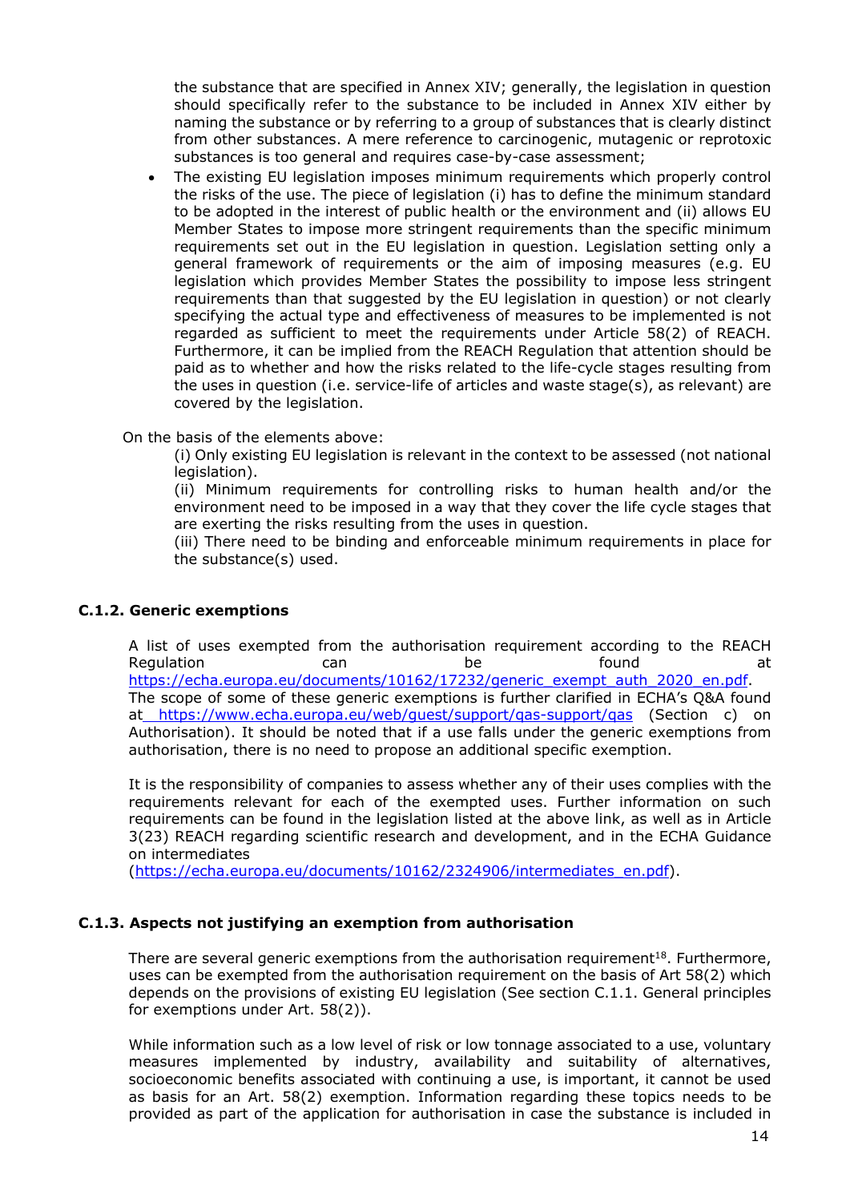the substance that are specified in Annex XIV; generally, the legislation in question should specifically refer to the substance to be included in Annex XIV either by naming the substance or by referring to a group of substances that is clearly distinct from other substances. A mere reference to carcinogenic, mutagenic or reprotoxic substances is too general and requires case-by-case assessment;

- The existing EU legislation imposes minimum requirements which properly control the risks of the use. The piece of legislation (i) has to define the minimum standard to be adopted in the interest of public health or the environment and (ii) allows EU Member States to impose more stringent requirements than the specific minimum requirements set out in the EU legislation in question. Legislation setting only a general framework of requirements or the aim of imposing measures (e.g. EU legislation which provides Member States the possibility to impose less stringent requirements than that suggested by the EU legislation in question) or not clearly specifying the actual type and effectiveness of measures to be implemented is not regarded as sufficient to meet the requirements under Article 58(2) of REACH. Furthermore, it can be implied from the REACH Regulation that attention should be paid as to whether and how the risks related to the life-cycle stages resulting from the uses in question (i.e. service-life of articles and waste stage(s), as relevant) are covered by the legislation.

On the basis of the elements above:

(i) Only existing EU legislation is relevant in the context to be assessed (not national legislation).

(ii) Minimum requirements for controlling risks to human health and/or the environment need to be imposed in a way that they cover the life cycle stages that are exerting the risks resulting from the uses in question.

(iii) There need to be binding and enforceable minimum requirements in place for the substance(s) used.

### C.1.2. Generic exemptions

A list of uses exempted from the authorisation requirement according to the REACH Regulation can be found at https://echa.europa.eu/documents/10162/17232/generic_exempt_auth_2020_en.pdf. The scope of some of these generic exemptions is further clarified in ECHA's Q&A found at https://www.echa.europa.eu/web/guest/support/qas-support/qas (Section c) on Authorisation). It should be noted that if a use falls under the generic exemptions from authorisation, there is no need to propose an additional specific exemption.

It is the responsibility of companies to assess whether any of their uses complies with the requirements relevant for each of the exempted uses. Further information on such requirements can be found in the legislation listed at the above link, as well as in Article 3(23) REACH regarding scientific research and development, and in the ECHA Guidance on intermediates (https://echa.europa.eu/documents/10162/2324906/intermediates_en.pdf).

### C.1.3. Aspects not justifying an exemption from authorisation

There are several generic exemptions from the authorisation requirement[18]. Furthermore, uses can be exempted from the authorisation requirement on the basis of Art 58(2) which depends on the provisions of existing EU legislation (See section C.1.1. General principles for exemptions under Art. 58(2)).

While information such as a low level of risk or low tonnage associated to a use, voluntary measures implemented by industry, availability and suitability of alternatives, socioeconomic benefits associated with continuing a use, is important, it cannot be used as basis for an Art. 58(2) exemption. Information regarding these topics needs to be provided as part of the application for authorisation in case the substance is included in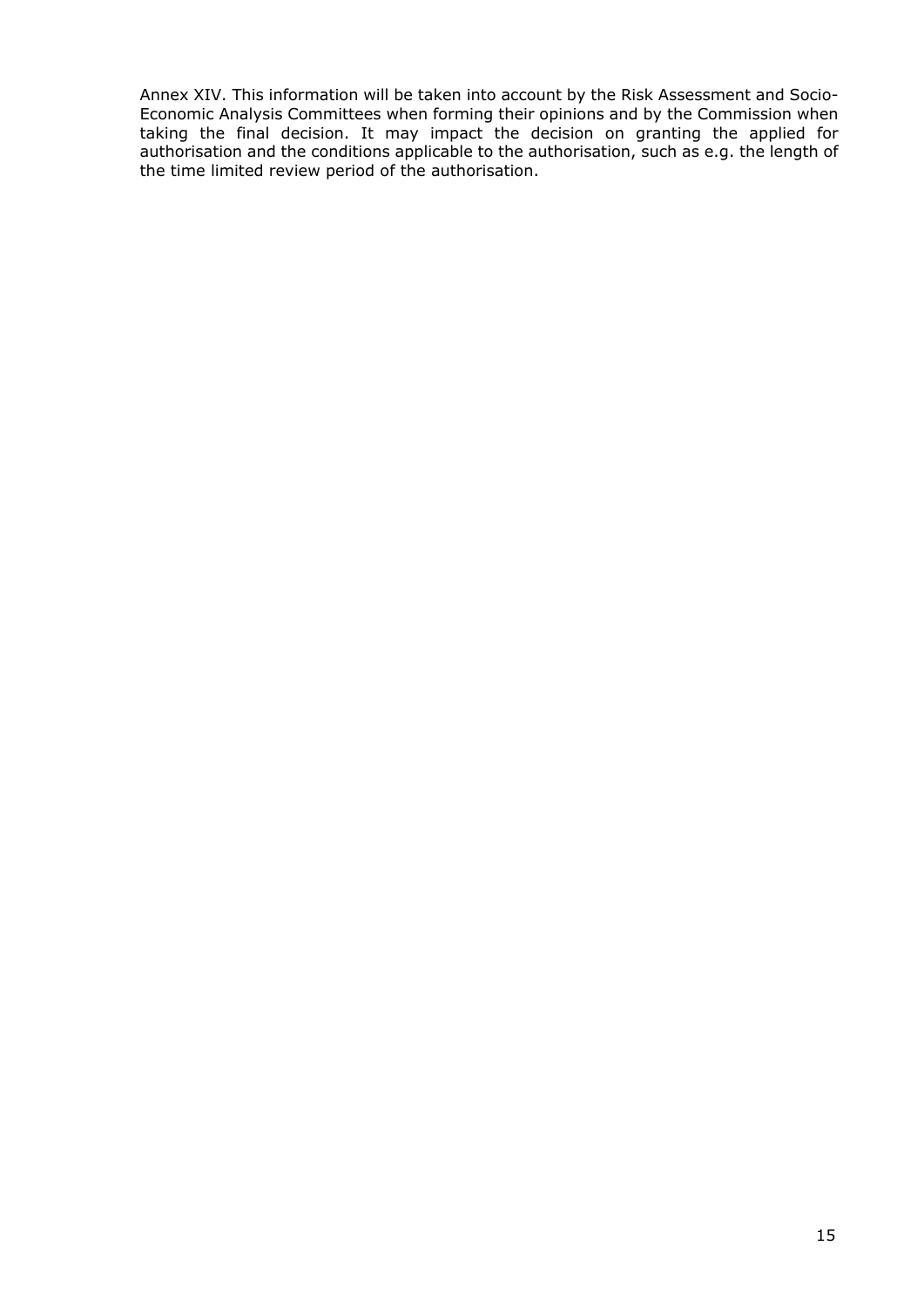Annex XIV. This information will be taken into account by the Risk Assessment and Socio-Economic Analysis Committees when forming their opinions and by the Commission when taking the final decision. It may impact the decision on granting the applied for authorisation and the conditions applicable to the authorisation, such as e.g. the length of the time limited review period of the authorisation.